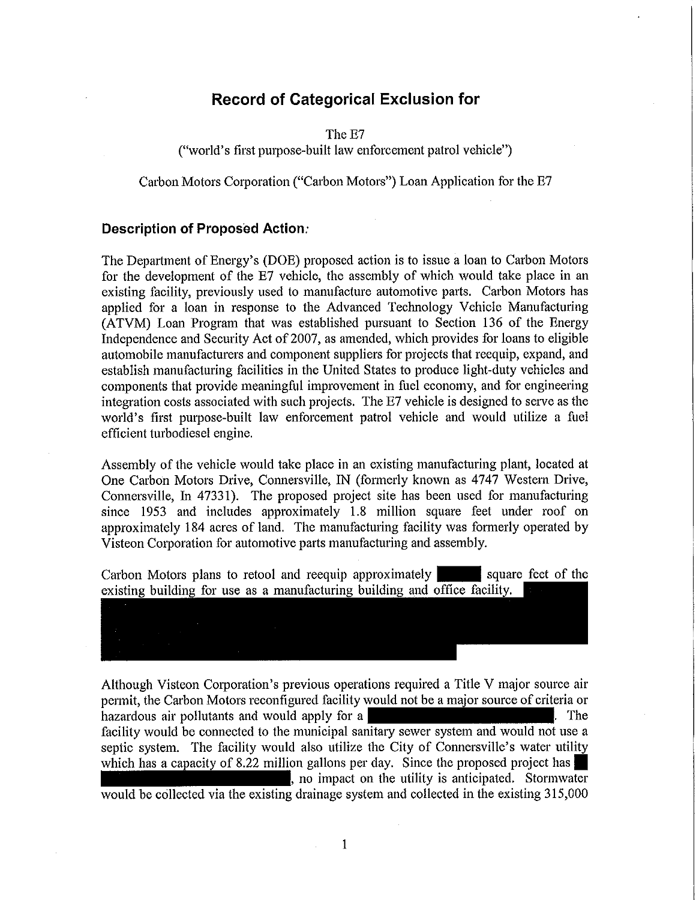# Record of Categorical Exclusion for

The E7
("world's first purpose-built law enforcement patrol vehicle")

Carbon Motors Corporation ("Carbon Motors") Loan Application for the E7

## Description of Proposed Action:

The Department of Energy's (DOE) proposed action is to issue a loan to Carbon Motors for the development of the E7 vehicle, the assembly of which would take place in an existing facility, previously used to manufacture automotive parts. Carbon Motors has applied for a loan in response to the Advanced Technology Vehicle Manufacturing (ATVM) Loan Program that was established pursuant to Section 136 of the Energy Independence and Security Act of 2007, as amended, which provides for loans to eligible automobile manufacturers and component suppliers for projects that reequip, expand, and establish manufacturing facilities in the United States to produce light-duty vehicles and components that provide meaningful improvement in fuel economy, and for engineering integration costs associated with such projects. The E7 vehicle is designed to serve as the world's first purpose-built law enforcement patrol vehicle and would utilize a fuel efficient turbodiesel engine.

Assembly of the vehicle would take place in an existing manufacturing plant, located at One Carbon Motors Drive, Connersville, IN (formerly known as 4747 Western Drive, Connersville, In 47331). The proposed project site has been used for manufacturing since 1953 and includes approximately 1.8 million square feet under roof on approximately 184 acres of land. The manufacturing facility was formerly operated by Visteon Corporation for automotive parts manufacturing and assembly.

Carbon Motors plans to retool and reequip approximately [REDACTED] square feet of the existing building for use as a manufacturing building and office facility. [REDACTED]

Although Visteon Corporation's previous operations required a Title V major source air permit, the Carbon Motors reconfigured facility would not be a major source of criteria or hazardous air pollutants and would apply for a [REDACTED]. The facility would be connected to the municipal sanitary sewer system and would not use a septic system. The facility would also utilize the City of Connersville's water utility which has a capacity of 8.22 million gallons per day. Since the proposed project has [REDACTED], no impact on the utility is anticipated. Stormwater would be collected via the existing drainage system and collected in the existing 315,000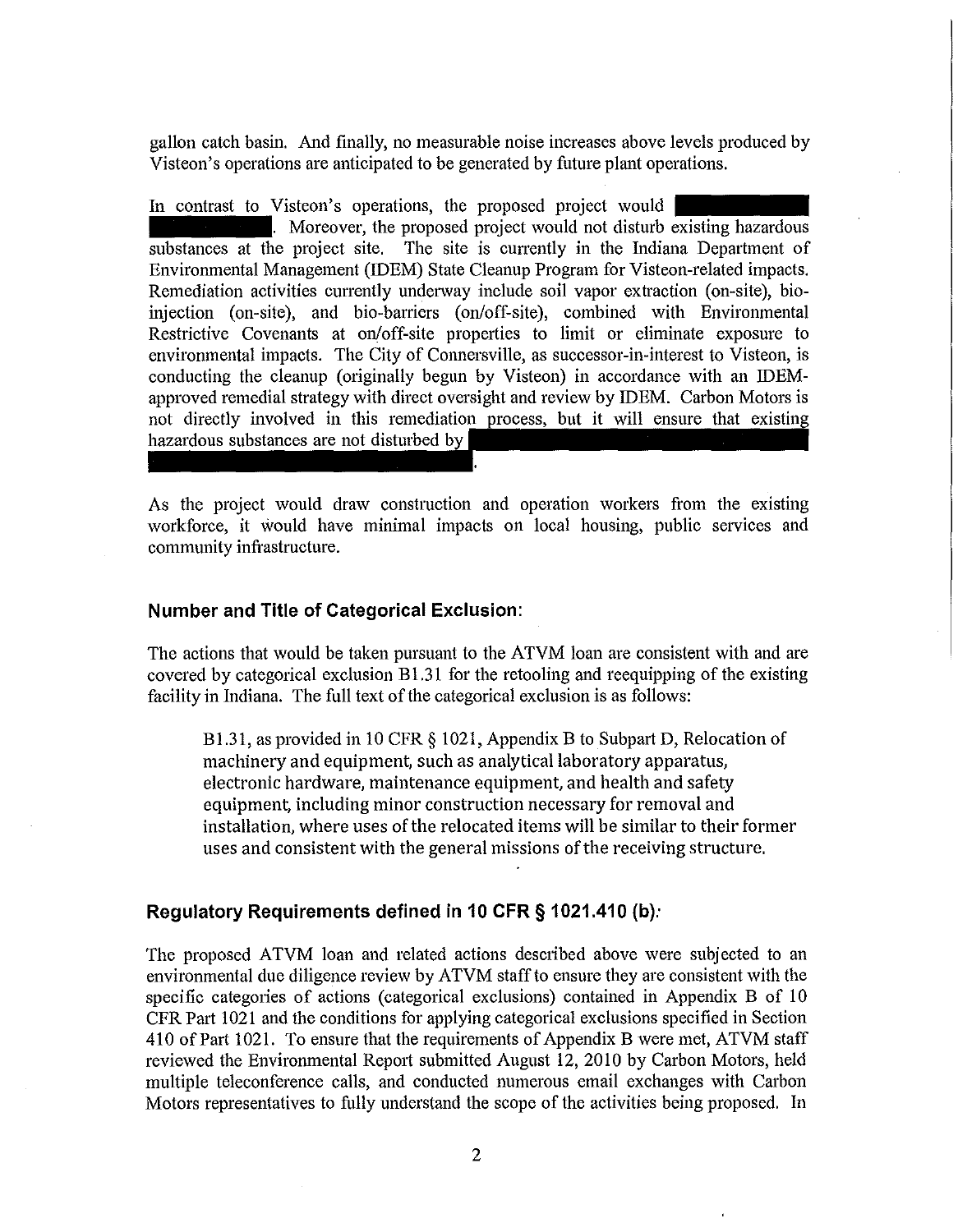gallon catch basin. And finally, no measurable noise increases above levels produced by Visteon's operations are anticipated to be generated by future plant operations.

In contrast to Visteon's operations, the proposed project would [REDACTED]. Moreover, the proposed project would not disturb existing hazardous substances at the project site. The site is currently in the Indiana Department of Environmental Management (IDEM) State Cleanup Program for Visteon-related impacts. Remediation activities currently underway include soil vapor extraction (on-site), bio-injection (on-site), and bio-barriers (on/off-site), combined with Environmental Restrictive Covenants at on/off-site properties to limit or eliminate exposure to environmental impacts. The City of Connersville, as successor-in-interest to Visteon, is conducting the cleanup (originally begun by Visteon) in accordance with an IDEM-approved remedial strategy with direct oversight and review by IDEM. Carbon Motors is not directly involved in this remediation process, but it will ensure that existing hazardous substances are not disturbed by [REDACTED].

As the project would draw construction and operation workers from the existing workforce, it would have minimal impacts on local housing, public services and community infrastructure.

### Number and Title of Categorical Exclusion:

The actions that would be taken pursuant to the ATVM loan are consistent with and are covered by categorical exclusion B1.31 for the retooling and reequipping of the existing facility in Indiana. The full text of the categorical exclusion is as follows:

> B1.31, as provided in 10 CFR § 1021, Appendix B to Subpart D, Relocation of machinery and equipment, such as analytical laboratory apparatus, electronic hardware, maintenance equipment, and health and safety equipment, including minor construction necessary for removal and installation, where uses of the relocated items will be similar to their former uses and consistent with the general missions of the receiving structure.

### Regulatory Requirements defined in 10 CFR § 1021.410 (b):

The proposed ATVM loan and related actions described above were subjected to an environmental due diligence review by ATVM staff to ensure they are consistent with the specific categories of actions (categorical exclusions) contained in Appendix B of 10 CFR Part 1021 and the conditions for applying categorical exclusions specified in Section 410 of Part 1021. To ensure that the requirements of Appendix B were met, ATVM staff reviewed the Environmental Report submitted August 12, 2010 by Carbon Motors, held multiple teleconference calls, and conducted numerous email exchanges with Carbon Motors representatives to fully understand the scope of the activities being proposed. In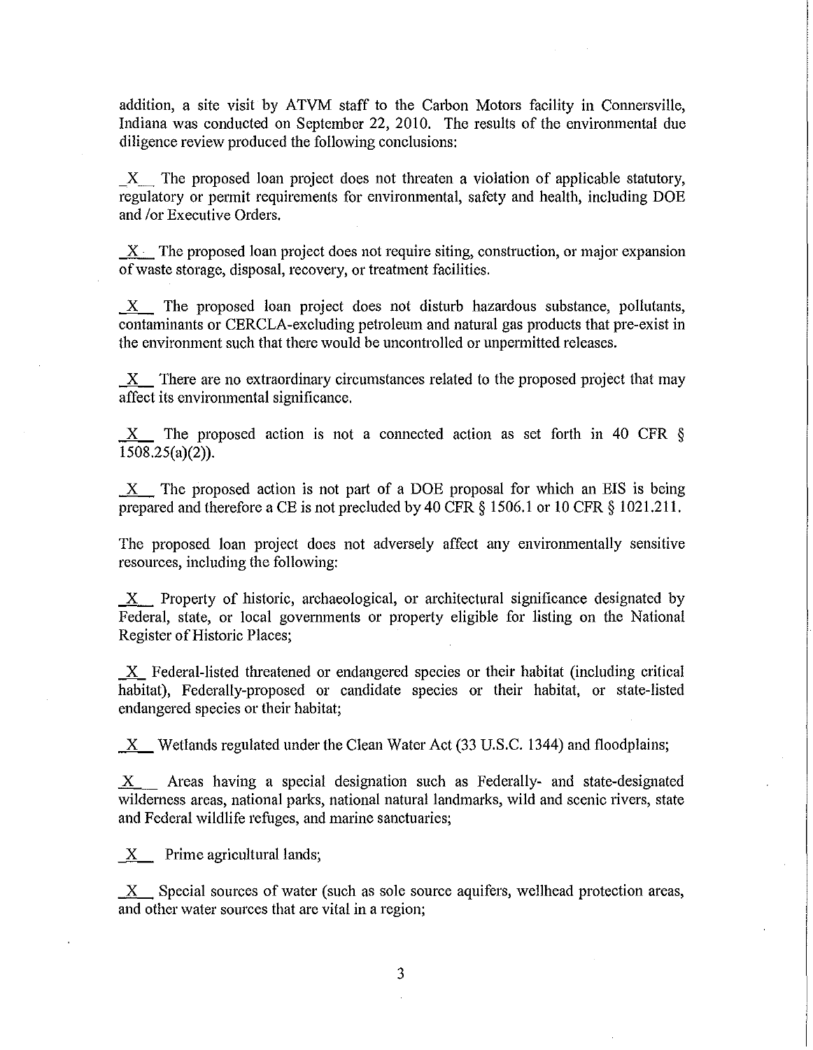addition, a site visit by ATVM staff to the Carbon Motors facility in Connersville, Indiana was conducted on September 22, 2010. The results of the environmental due diligence review produced the following conclusions:

_X_ The proposed loan project does not threaten a violation of applicable statutory, regulatory or permit requirements for environmental, safety and health, including DOE and /or Executive Orders.

_X_ The proposed loan project does not require siting, construction, or major expansion of waste storage, disposal, recovery, or treatment facilities.

_X_ The proposed loan project does not disturb hazardous substance, pollutants, contaminants or CERCLA-excluding petroleum and natural gas products that pre-exist in the environment such that there would be uncontrolled or unpermitted releases.

_X_ There are no extraordinary circumstances related to the proposed project that may affect its environmental significance.

_X_ The proposed action is not a connected action as set forth in 40 CFR § 1508.25(a)(2)).

_X_ The proposed action is not part of a DOE proposal for which an EIS is being prepared and therefore a CE is not precluded by 40 CFR § 1506.1 or 10 CFR § 1021.211.

The proposed loan project does not adversely affect any environmentally sensitive resources, including the following:

_X_ Property of historic, archaeological, or architectural significance designated by Federal, state, or local governments or property eligible for listing on the National Register of Historic Places;

_X_ Federal-listed threatened or endangered species or their habitat (including critical habitat), Federally-proposed or candidate species or their habitat, or state-listed endangered species or their habitat;

_X_ Wetlands regulated under the Clean Water Act (33 U.S.C. 1344) and floodplains;

_X_ Areas having a special designation such as Federally- and state-designated wilderness areas, national parks, national natural landmarks, wild and scenic rivers, state and Federal wildlife refuges, and marine sanctuaries;

_X_ Prime agricultural lands;

_X_ Special sources of water (such as sole source aquifers, wellhead protection areas, and other water sources that are vital in a region;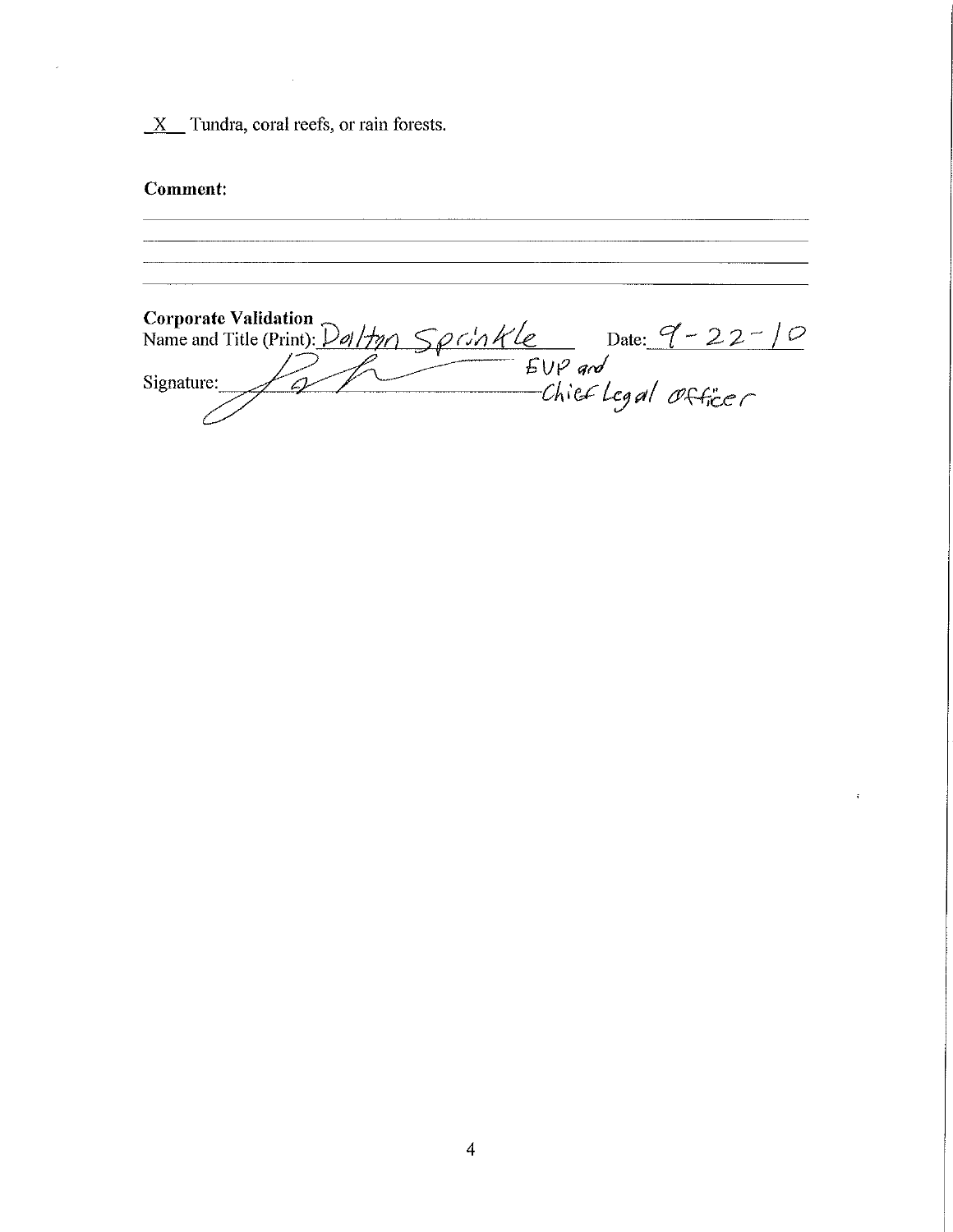_X_ Tundra, coral reefs, or rain forests.

**Comment:**

**Corporate Validation**

Name and Title (Print): Dalton Sprinkle EVP and Chief Legal Officer Date: 9-22-10

Signature: [signature]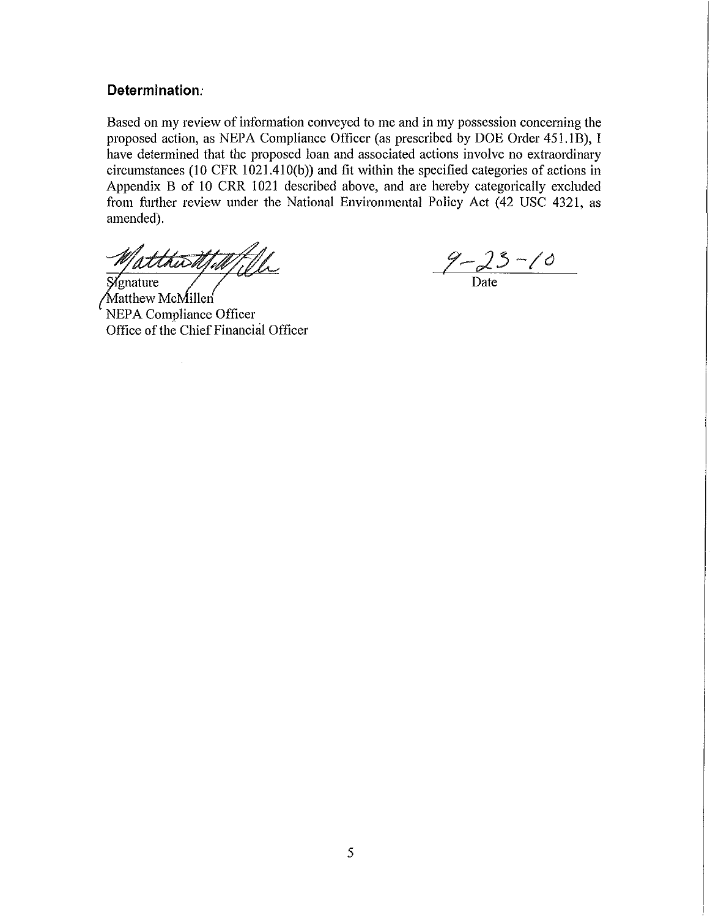**Determination:**

Based on my review of information conveyed to me and in my possession concerning the proposed action, as NEPA Compliance Officer (as prescribed by DOE Order 451.1B), I have determined that the proposed loan and associated actions involve no extraordinary circumstances (10 CFR 1021.410(b)) and fit within the specified categories of actions in Appendix B of 10 CRR 1021 described above, and are hereby categorically excluded from further review under the National Environmental Policy Act (42 USC 4321, as amended).

Signature
Matthew McMillen
NEPA Compliance Officer
Office of the Chief Financial Officer

9-23-10
Date